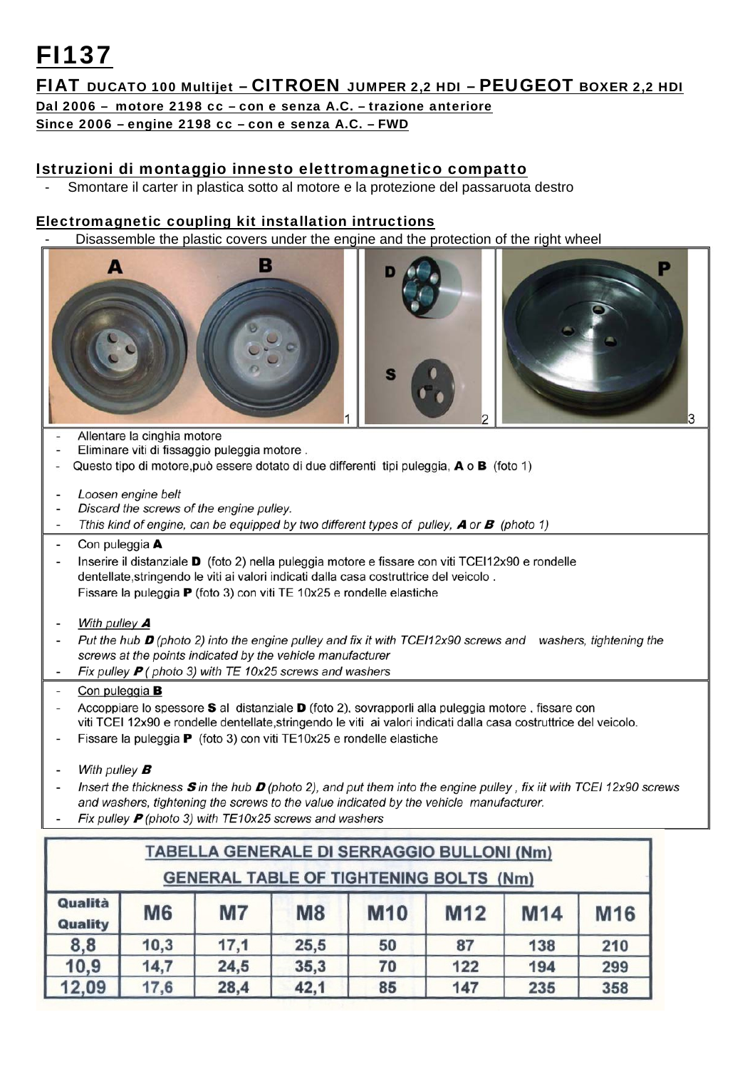# FI137

## FIAT DUCATO 100 Multijet – CITROEN JUMPER 2,2 HDI – PEUGEOT BOXER 2,2 HDI

**Dal 2006 – motore 2198 cc – con e senza A.C. – trazione anteriore**

**Since 2006 – engine 2198 cc – con e senza A.C. – FWD**

### Istruzioni di montaggio innesto elettromagnetico compatto

- Smontare il carter in plastica sotto al motore e la protezione del passaruota destro

### Electromagnetic coupling kit installation intructions

- Disassemble the plastic covers under the engine and the protection of the right wheel

A B 1 | D S 2 | P 3

- Allentare la cinghia motore
- Eliminare viti di fissaggio puleggia motore .
- Questo tipo di motore,può essere dotato di due differenti tipi puleggia, **A** o **B** (foto 1)

- *Loosen engine belt*
- *Discard the screws of the engine pulley.*
- *Tthis kind of engine, can be equipped by two different types of pulley,* ***A*** *or* ***B*** *(photo 1)*

- Con puleggia **A**
- Inserire il distanziale **D** (foto 2) nella puleggia motore e fissare con viti TCEI12x90 e rondelle dentellate,stringendo le viti ai valori indicati dalla casa costruttrice del veicolo .
  Fissare la puleggia **P** (foto 3) con viti TE 10x25 e rondelle elastiche

- *With pulley* ***A***
- *Put the hub* ***D*** *(photo 2) into the engine pulley and fix it with TCEI12x90 screws and washers, tightening the screws at the points indicated by the vehicle manufacturer*
- *Fix pulley* ***P*** *( photo 3) with TE 10x25 screws and washers*

- Con puleggia **B**
- Accoppiare lo spessore **S** al distanziale **D** (foto 2). sovrapporli alla puleggia motore , fissare con viti TCEI 12x90 e rondelle dentellate,stringendo le viti ai valori indicati dalla casa costruttrice del veicolo.
- Fissare la puleggia **P** (foto 3) con viti TE10x25 e rondelle elastiche

- *With pulley* ***B***
- *Insert the thickness* ***S*** *in the hub* ***D*** *(photo 2), and put them into the engine pulley , fix iit with TCEI 12x90 screws and washers, tightening the screws to the value indicated by the vehicle manufacturer.*
- *Fix pulley* ***P*** *(photo 3) with TE10x25 screws and washers*

**TABELLA GENERALE DI SERRAGGIO BULLONI (Nm)**
**GENERAL TABLE OF TIGHTENING BOLTS (Nm)**

| Qualità / Quality | M6 | M7 | M8 | M10 | M12 | M14 | M16 |
|---|---|---|---|---|---|---|---|
| 8,8 | 10,3 | 17,1 | 25,5 | 50 | 87 | 138 | 210 |
| 10,9 | 14,7 | 24,5 | 35,3 | 70 | 122 | 194 | 299 |
| 12,09 | 17,6 | 28,4 | 42,1 | 85 | 147 | 235 | 358 |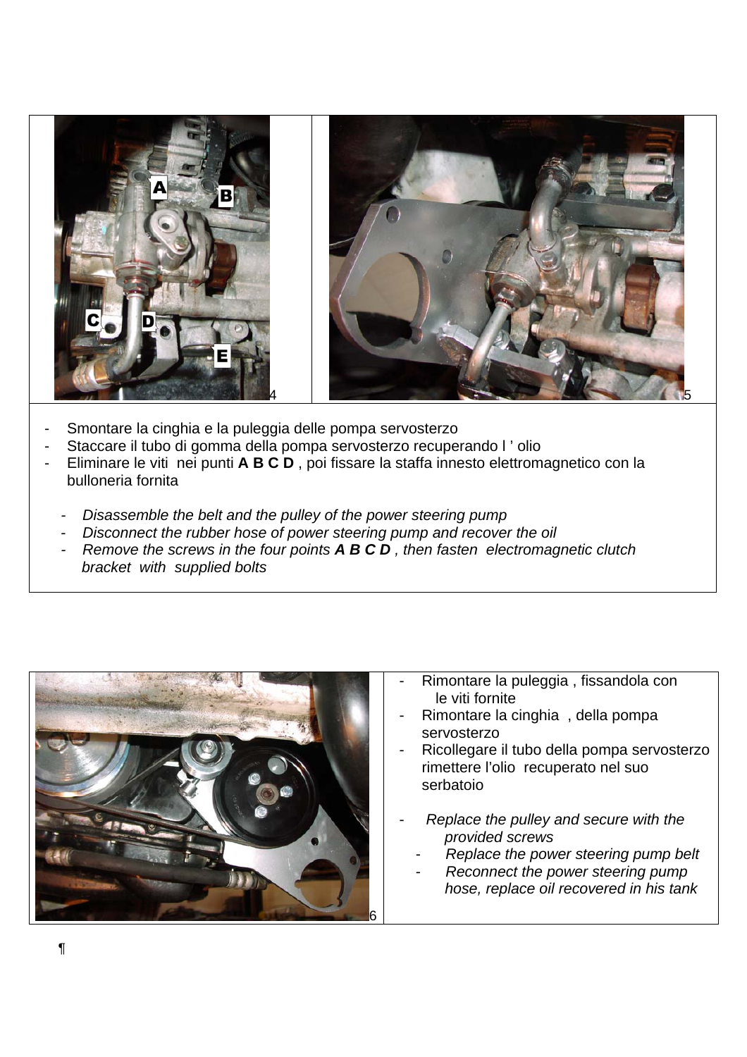- Smontare la cinghia e la puleggia delle pompa servosterzo
- Staccare il tubo di gomma della pompa servosterzo recuperando l ' olio
- Eliminare le viti nei punti **A B C D** , poi fissare la staffa innesto elettromagnetico con la bulloneria fornita

- *Disassemble the belt and the pulley of the power steering pump*
- *Disconnect the rubber hose of power steering pump and recover the oil*
- *Remove the screws in the four points **A B C D** , then fasten electromagnetic clutch bracket with supplied bolts*

- Rimontare la puleggia , fissandola con le viti fornite
- Rimontare la cinghia , della pompa servosterzo
- Ricollegare il tubo della pompa servosterzo rimettere l'olio recuperato nel suo serbatoio

- *Replace the pulley and secure with the provided screws*
- *Replace the power steering pump belt*
- *Reconnect the power steering pump hose, replace oil recovered in his tank*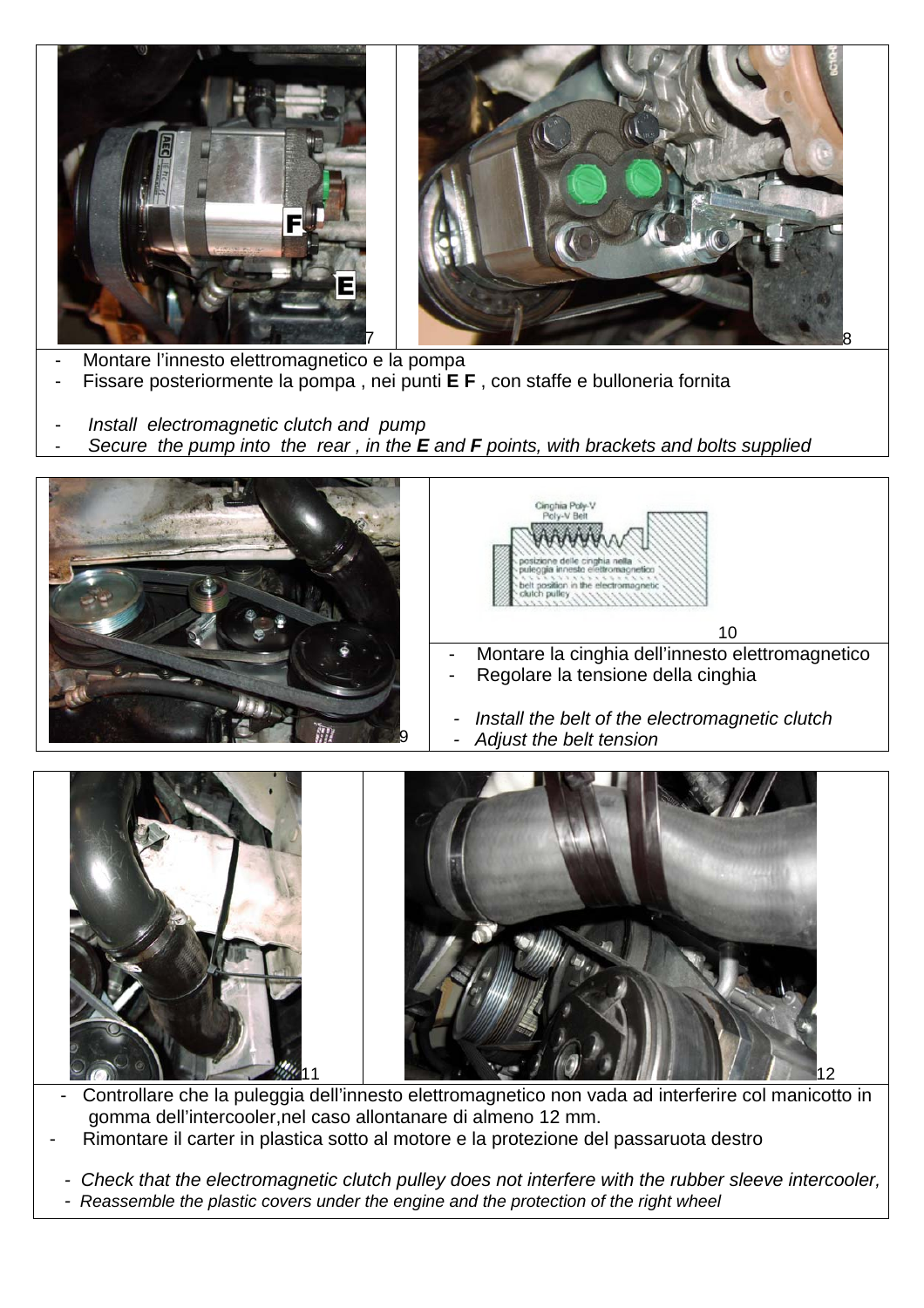7

8

- Montare l'innesto elettromagnetico e la pompa
- Fissare posteriormente la pompa , nei punti **E F** , con staffe e bulloneria fornita

- *Install electromagnetic clutch and pump*
- *Secure the pump into the rear , in the **E** and **F** points, with brackets and bolts supplied*

9

Cinghia Poly-V
Poly-V Belt

posizione delle cinghia nella puleggia innesto elettromagnetico

belt position in the electromagnetic clutch pulley

10

- Montare la cinghia dell'innesto elettromagnetico
- Regolare la tensione della cinghia

- *Install the belt of the electromagnetic clutch*
- *Adjust the belt tension*

11

12

- Controllare che la puleggia dell'innesto elettromagnetico non vada ad interferire col manicotto in gomma dell'intercooler,nel caso allontanare di almeno 12 mm.
- Rimontare il carter in plastica sotto al motore e la protezione del passaruota destro

- *Check that the electromagnetic clutch pulley does not interfere with the rubber sleeve intercooler,*
- *Reassemble the plastic covers under the engine and the protection of the right wheel*